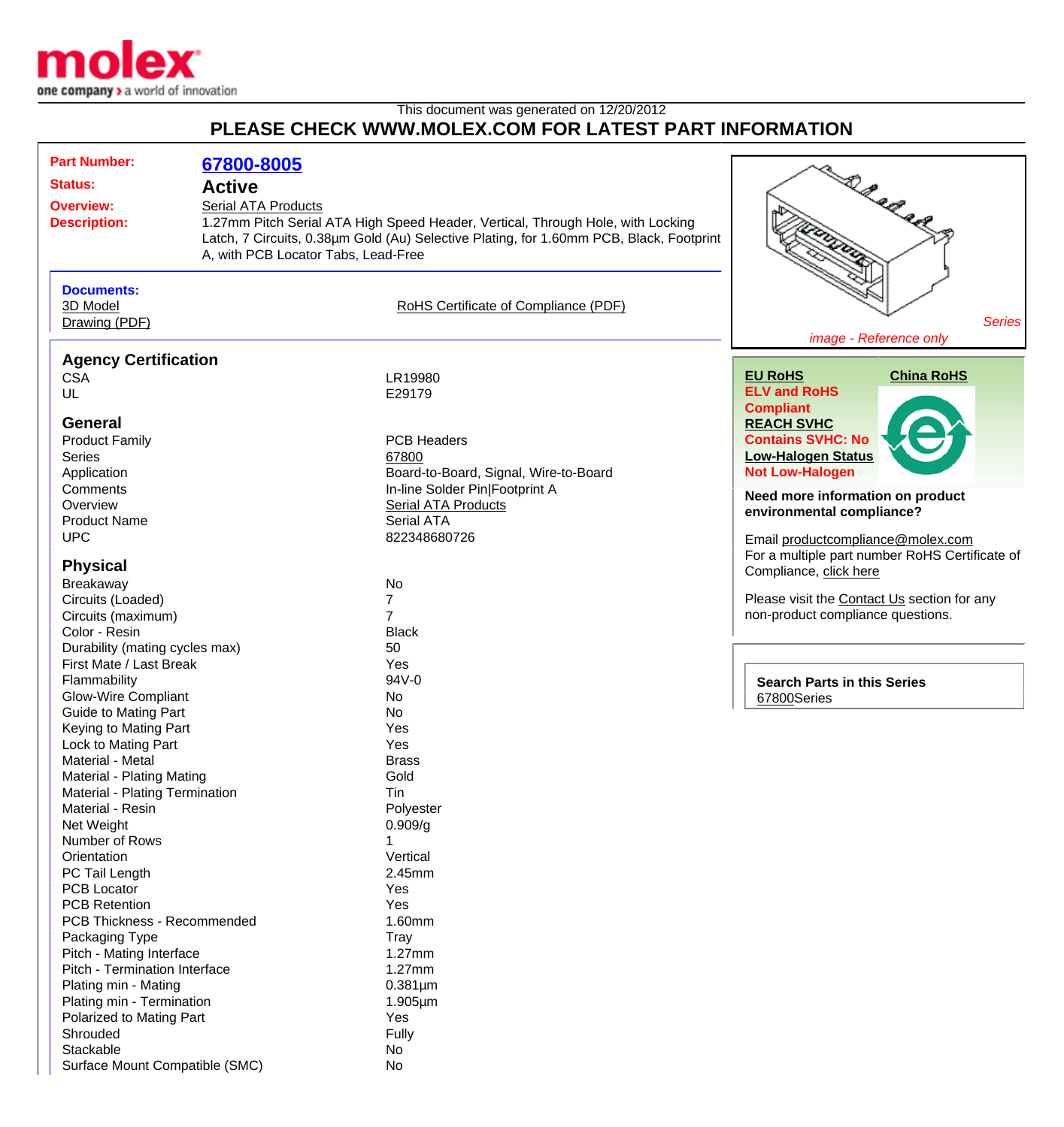This document was generated on 12/20/2012

# PLEASE CHECK WWW.MOLEX.COM FOR LATEST PART INFORMATION

| | |
|---|---|
| **Part Number:** | **67800-8005** |
| **Status:** | **Active** |
| **Overview:** | Serial ATA Products |
| **Description:** | 1.27mm Pitch Serial ATA High Speed Header, Vertical, Through Hole, with Locking Latch, 7 Circuits, 0.38µm Gold (Au) Selective Plating, for 1.60mm PCB, Black, Footprint A, with PCB Locator Tabs, Lead-Free |

*Series image - Reference only*

**Documents:**
- 3D Model
- Drawing (PDF)
- RoHS Certificate of Compliance (PDF)

## Agency Certification

| | |
|---|---|
| CSA | LR19980 |
| UL | E29179 |

## General

| | |
|---|---|
| Product Family | PCB Headers |
| Series | 67800 |
| Application | Board-to-Board, Signal, Wire-to-Board |
| Comments | In-line Solder Pin\|Footprint A |
| Overview | Serial ATA Products |
| Product Name | Serial ATA |
| UPC | 822348680726 |

## Physical

| | |
|---|---|
| Breakaway | No |
| Circuits (Loaded) | 7 |
| Circuits (maximum) | 7 |
| Color - Resin | Black |
| Durability (mating cycles max) | 50 |
| First Mate / Last Break | Yes |
| Flammability | 94V-0 |
| Glow-Wire Compliant | No |
| Guide to Mating Part | No |
| Keying to Mating Part | Yes |
| Lock to Mating Part | Yes |
| Material - Metal | Brass |
| Material - Plating Mating | Gold |
| Material - Plating Termination | Tin |
| Material - Resin | Polyester |
| Net Weight | 0.909/g |
| Number of Rows | 1 |
| Orientation | Vertical |
| PC Tail Length | 2.45mm |
| PCB Locator | Yes |
| PCB Retention | Yes |
| PCB Thickness - Recommended | 1.60mm |
| Packaging Type | Tray |
| Pitch - Mating Interface | 1.27mm |
| Pitch - Termination Interface | 1.27mm |
| Plating min - Mating | 0.381µm |
| Plating min - Termination | 1.905µm |
| Polarized to Mating Part | Yes |
| Shrouded | Fully |
| Stackable | No |
| Surface Mount Compatible (SMC) | No |

**EU RoHS**
**ELV and RoHS Compliant**

**China RoHS**

**REACH SVHC**
**Contains SVHC: No**

**Low-Halogen Status**
**Not Low-Halogen**

**Need more information on product environmental compliance?**

Email productcompliance@molex.com

For a multiple part number RoHS Certificate of Compliance, click here

Please visit the Contact Us section for any non-product compliance questions.

**Search Parts in this Series**
67800Series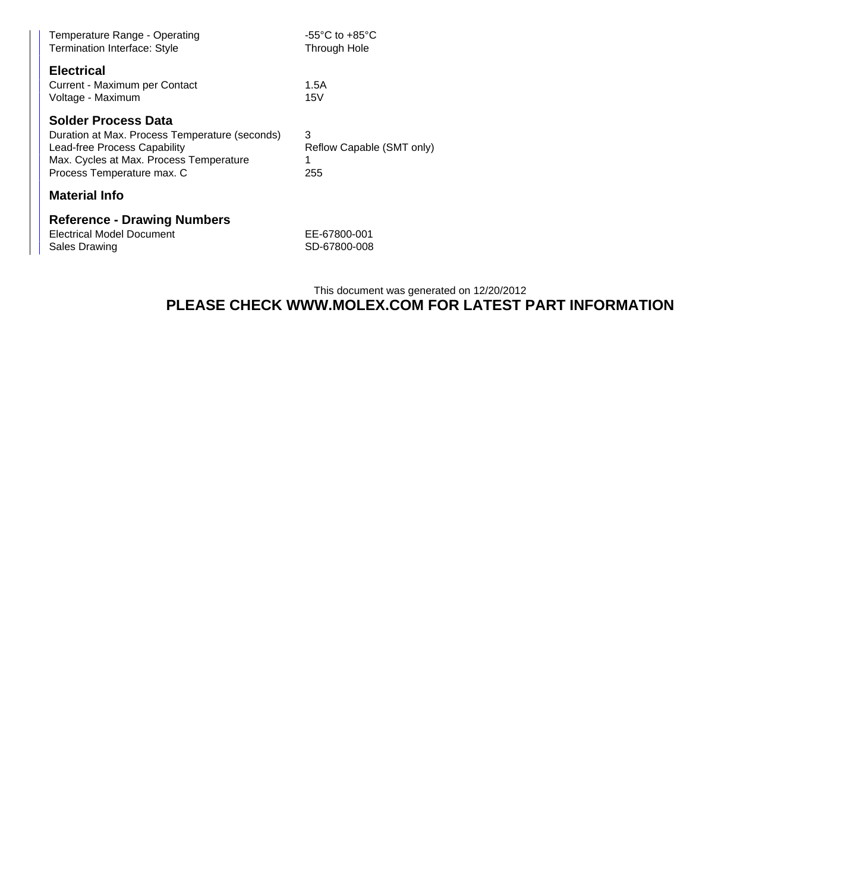| | |
|---|---|
| Temperature Range - Operating | -55°C to +85°C |
| Termination Interface: Style | Through Hole |

## Electrical

| | |
|---|---|
| Current - Maximum per Contact | 1.5A |
| Voltage - Maximum | 15V |

## Solder Process Data

| | |
|---|---|
| Duration at Max. Process Temperature (seconds) | 3 |
| Lead-free Process Capability | Reflow Capable (SMT only) |
| Max. Cycles at Max. Process Temperature | 1 |
| Process Temperature max. C | 255 |

## Material Info

## Reference - Drawing Numbers

| | |
|---|---|
| Electrical Model Document | EE-67800-001 |
| Sales Drawing | SD-67800-008 |

This document was generated on 12/20/2012

**PLEASE CHECK WWW.MOLEX.COM FOR LATEST PART INFORMATION**